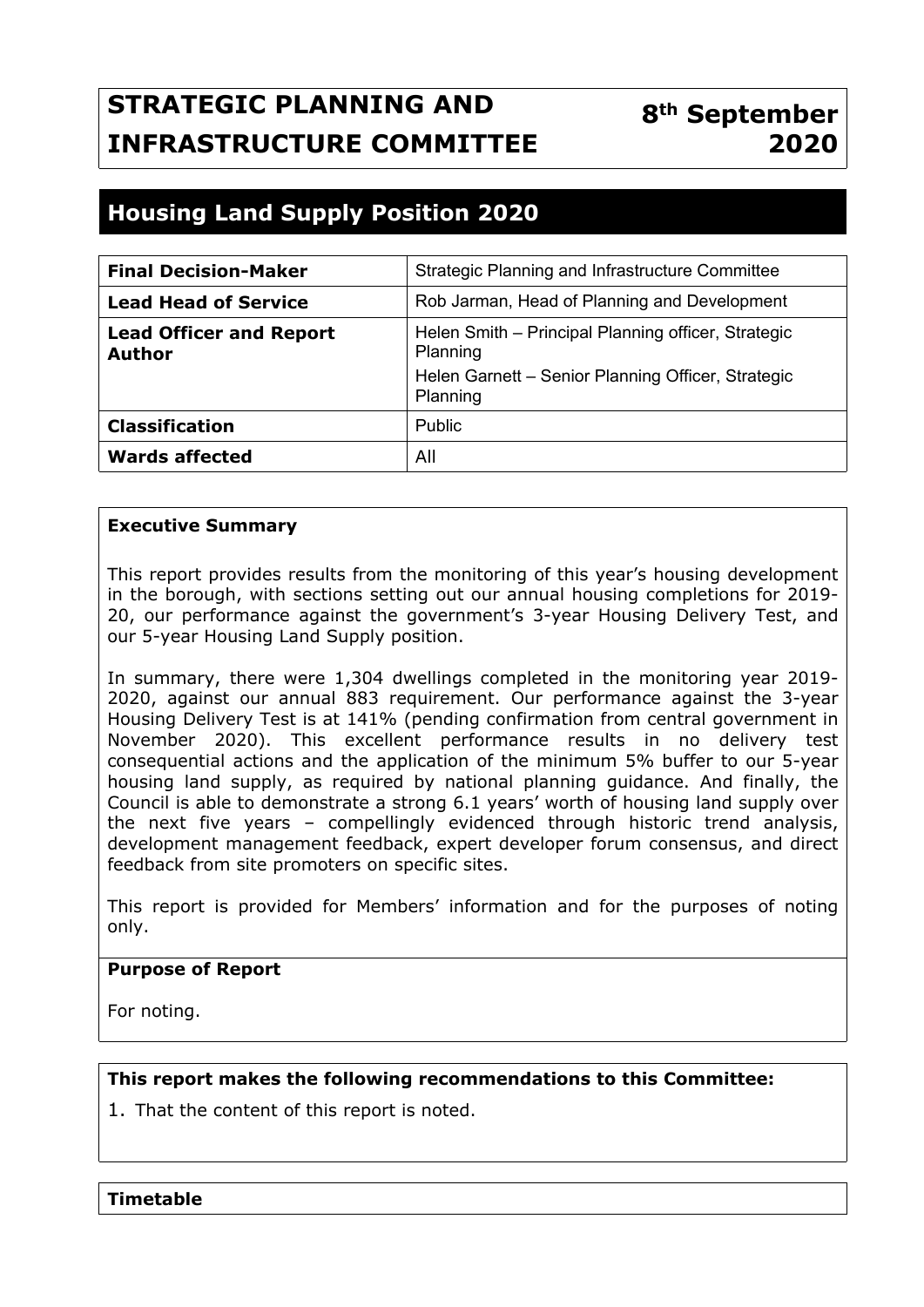# STRATEGIC PLANNING AND INFRASTRUCTURE COMMITTEE

**8th September 2020**

## Housing Land Supply Position 2020

| **Final Decision-Maker** | Strategic Planning and Infrastructure Committee |
|---|---|
| **Lead Head of Service** | Rob Jarman, Head of Planning and Development |
| **Lead Officer and Report Author** | Helen Smith – Principal Planning officer, Strategic Planning<br>Helen Garnett – Senior Planning Officer, Strategic Planning |
| **Classification** | Public |
| **Wards affected** | All |

**Executive Summary**

This report provides results from the monitoring of this year's housing development in the borough, with sections setting out our annual housing completions for 2019-20, our performance against the government's 3-year Housing Delivery Test, and our 5-year Housing Land Supply position.

In summary, there were 1,304 dwellings completed in the monitoring year 2019-2020, against our annual 883 requirement. Our performance against the 3-year Housing Delivery Test is at 141% (pending confirmation from central government in November 2020). This excellent performance results in no delivery test consequential actions and the application of the minimum 5% buffer to our 5-year housing land supply, as required by national planning guidance. And finally, the Council is able to demonstrate a strong 6.1 years' worth of housing land supply over the next five years – compellingly evidenced through historic trend analysis, development management feedback, expert developer forum consensus, and direct feedback from site promoters on specific sites.

This report is provided for Members' information and for the purposes of noting only.

**Purpose of Report**

For noting.

**This report makes the following recommendations to this Committee:**

1. That the content of this report is noted.

**Timetable**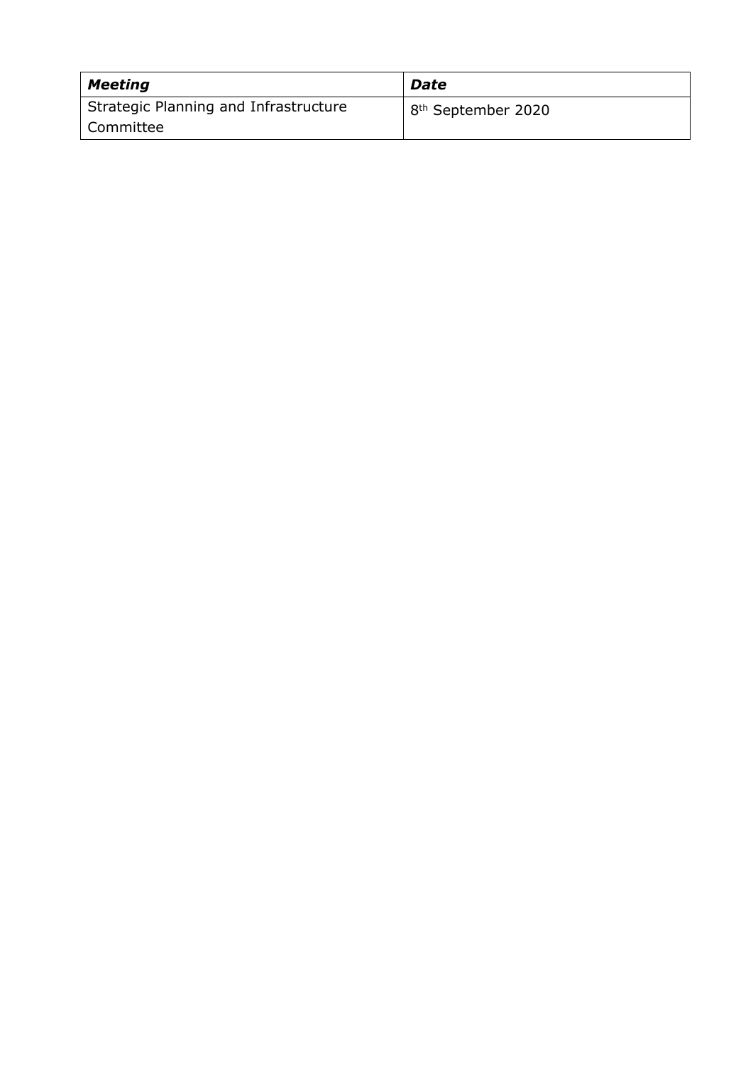| ***Meeting*** | ***Date*** |
| --- | --- |
| Strategic Planning and Infrastructure Committee | 8th September 2020 |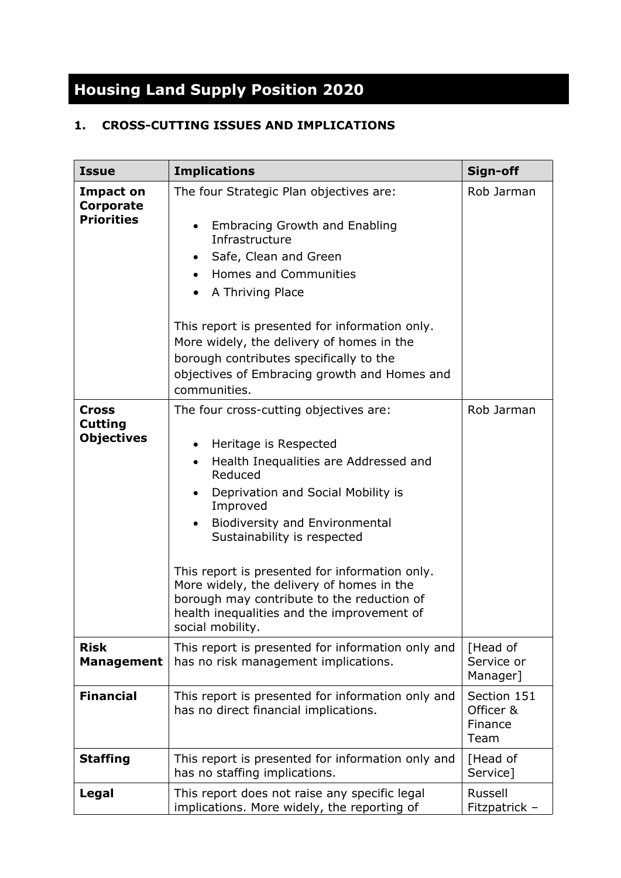# Housing Land Supply Position 2020

## 1. CROSS-CUTTING ISSUES AND IMPLICATIONS

| Issue | Implications | Sign-off |
|---|---|---|
| **Impact on Corporate Priorities** | The four Strategic Plan objectives are:<br><br>• Embracing Growth and Enabling Infrastructure<br>• Safe, Clean and Green<br>• Homes and Communities<br>• A Thriving Place<br><br>This report is presented for information only. More widely, the delivery of homes in the borough contributes specifically to the objectives of Embracing growth and Homes and communities. | Rob Jarman |
| **Cross Cutting Objectives** | The four cross-cutting objectives are:<br><br>• Heritage is Respected<br>• Health Inequalities are Addressed and Reduced<br>• Deprivation and Social Mobility is Improved<br>• Biodiversity and Environmental Sustainability is respected<br><br>This report is presented for information only. More widely, the delivery of homes in the borough may contribute to the reduction of health inequalities and the improvement of social mobility. | Rob Jarman |
| **Risk Management** | This report is presented for information only and has no risk management implications. | [Head of Service or Manager] |
| **Financial** | This report is presented for information only and has no direct financial implications. | Section 151 Officer & Finance Team |
| **Staffing** | This report is presented for information only and has no staffing implications. | [Head of Service] |
| **Legal** | This report does not raise any specific legal implications. More widely, the reporting of | Russell Fitzpatrick – |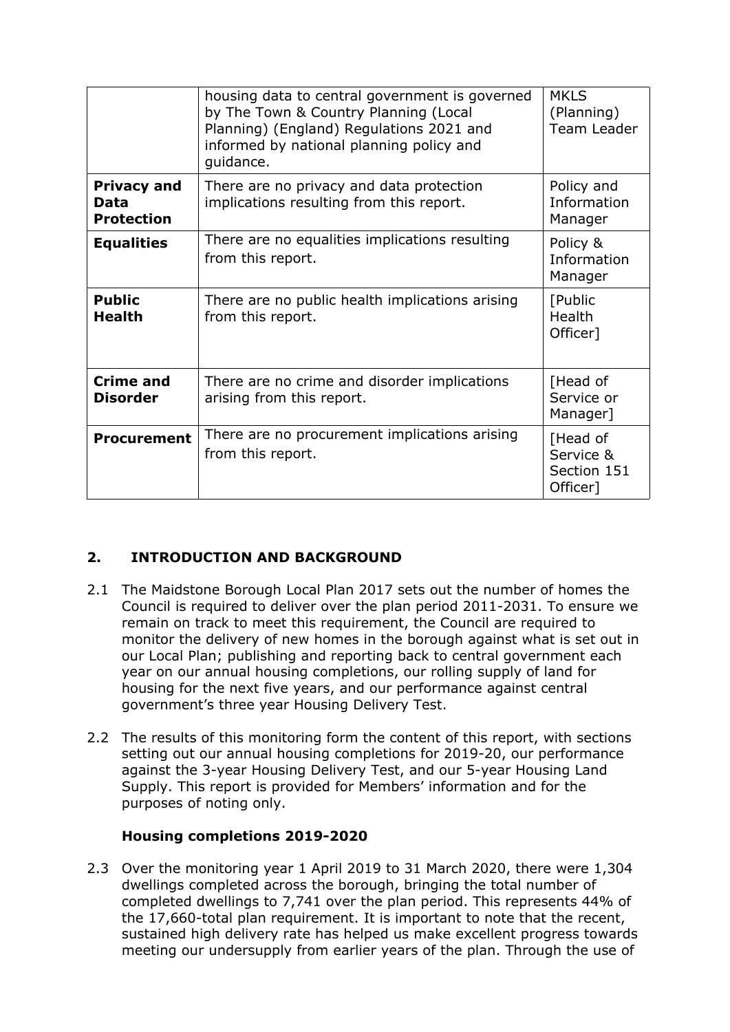| | | |
|---|---|---|
| | housing data to central government is governed by The Town & Country Planning (Local Planning) (England) Regulations 2021 and informed by national planning policy and guidance. | MKLS (Planning) Team Leader |
| **Privacy and Data Protection** | There are no privacy and data protection implications resulting from this report. | Policy and Information Manager |
| **Equalities** | There are no equalities implications resulting from this report. | Policy & Information Manager |
| **Public Health** | There are no public health implications arising from this report. | [Public Health Officer] |
| **Crime and Disorder** | There are no crime and disorder implications arising from this report. | [Head of Service or Manager] |
| **Procurement** | There are no procurement implications arising from this report. | [Head of Service & Section 151 Officer] |

## 2. INTRODUCTION AND BACKGROUND

2.1 The Maidstone Borough Local Plan 2017 sets out the number of homes the Council is required to deliver over the plan period 2011-2031. To ensure we remain on track to meet this requirement, the Council are required to monitor the delivery of new homes in the borough against what is set out in our Local Plan; publishing and reporting back to central government each year on our annual housing completions, our rolling supply of land for housing for the next five years, and our performance against central government's three year Housing Delivery Test.

2.2 The results of this monitoring form the content of this report, with sections setting out our annual housing completions for 2019-20, our performance against the 3-year Housing Delivery Test, and our 5-year Housing Land Supply. This report is provided for Members' information and for the purposes of noting only.

### Housing completions 2019-2020

2.3 Over the monitoring year 1 April 2019 to 31 March 2020, there were 1,304 dwellings completed across the borough, bringing the total number of completed dwellings to 7,741 over the plan period. This represents 44% of the 17,660-total plan requirement. It is important to note that the recent, sustained high delivery rate has helped us make excellent progress towards meeting our undersupply from earlier years of the plan. Through the use of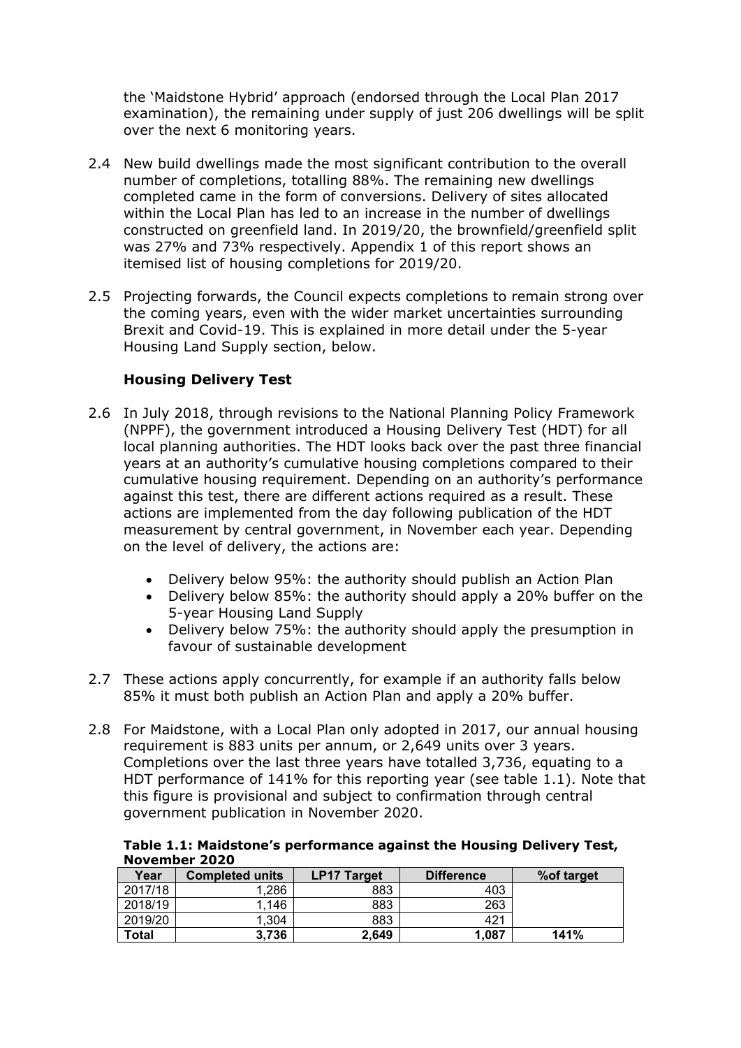the 'Maidstone Hybrid' approach (endorsed through the Local Plan 2017 examination), the remaining under supply of just 206 dwellings will be split over the next 6 monitoring years.

2.4 New build dwellings made the most significant contribution to the overall number of completions, totalling 88%. The remaining new dwellings completed came in the form of conversions. Delivery of sites allocated within the Local Plan has led to an increase in the number of dwellings constructed on greenfield land. In 2019/20, the brownfield/greenfield split was 27% and 73% respectively. Appendix 1 of this report shows an itemised list of housing completions for 2019/20.

2.5 Projecting forwards, the Council expects completions to remain strong over the coming years, even with the wider market uncertainties surrounding Brexit and Covid-19. This is explained in more detail under the 5-year Housing Land Supply section, below.

### Housing Delivery Test

2.6 In July 2018, through revisions to the National Planning Policy Framework (NPPF), the government introduced a Housing Delivery Test (HDT) for all local planning authorities. The HDT looks back over the past three financial years at an authority's cumulative housing completions compared to their cumulative housing requirement. Depending on an authority's performance against this test, there are different actions required as a result. These actions are implemented from the day following publication of the HDT measurement by central government, in November each year. Depending on the level of delivery, the actions are:

- Delivery below 95%: the authority should publish an Action Plan
- Delivery below 85%: the authority should apply a 20% buffer on the 5-year Housing Land Supply
- Delivery below 75%: the authority should apply the presumption in favour of sustainable development

2.7 These actions apply concurrently, for example if an authority falls below 85% it must both publish an Action Plan and apply a 20% buffer.

2.8 For Maidstone, with a Local Plan only adopted in 2017, our annual housing requirement is 883 units per annum, or 2,649 units over 3 years. Completions over the last three years have totalled 3,736, equating to a HDT performance of 141% for this reporting year (see table 1.1). Note that this figure is provisional and subject to confirmation through central government publication in November 2020.

**Table 1.1: Maidstone's performance against the Housing Delivery Test, November 2020**

| Year | Completed units | LP17 Target | Difference | %of target |
|---|---|---|---|---|
| 2017/18 | 1,286 | 883 | 403 | |
| 2018/19 | 1,146 | 883 | 263 | |
| 2019/20 | 1,304 | 883 | 421 | |
| **Total** | **3,736** | **2,649** | **1,087** | **141%** |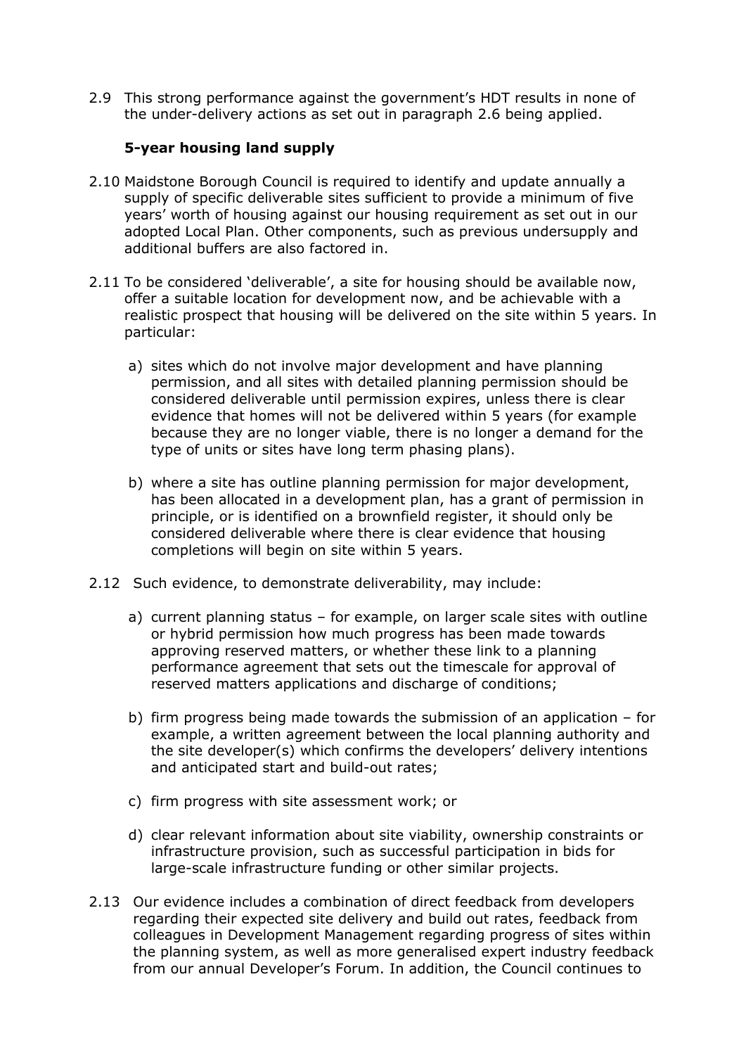2.9 This strong performance against the government's HDT results in none of the under-delivery actions as set out in paragraph 2.6 being applied.

**5-year housing land supply**

2.10 Maidstone Borough Council is required to identify and update annually a supply of specific deliverable sites sufficient to provide a minimum of five years' worth of housing against our housing requirement as set out in our adopted Local Plan. Other components, such as previous undersupply and additional buffers are also factored in.

2.11 To be considered 'deliverable', a site for housing should be available now, offer a suitable location for development now, and be achievable with a realistic prospect that housing will be delivered on the site within 5 years. In particular:

a) sites which do not involve major development and have planning permission, and all sites with detailed planning permission should be considered deliverable until permission expires, unless there is clear evidence that homes will not be delivered within 5 years (for example because they are no longer viable, there is no longer a demand for the type of units or sites have long term phasing plans).

b) where a site has outline planning permission for major development, has been allocated in a development plan, has a grant of permission in principle, or is identified on a brownfield register, it should only be considered deliverable where there is clear evidence that housing completions will begin on site within 5 years.

2.12 Such evidence, to demonstrate deliverability, may include:

a) current planning status – for example, on larger scale sites with outline or hybrid permission how much progress has been made towards approving reserved matters, or whether these link to a planning performance agreement that sets out the timescale for approval of reserved matters applications and discharge of conditions;

b) firm progress being made towards the submission of an application – for example, a written agreement between the local planning authority and the site developer(s) which confirms the developers' delivery intentions and anticipated start and build-out rates;

c) firm progress with site assessment work; or

d) clear relevant information about site viability, ownership constraints or infrastructure provision, such as successful participation in bids for large-scale infrastructure funding or other similar projects.

2.13 Our evidence includes a combination of direct feedback from developers regarding their expected site delivery and build out rates, feedback from colleagues in Development Management regarding progress of sites within the planning system, as well as more generalised expert industry feedback from our annual Developer's Forum. In addition, the Council continues to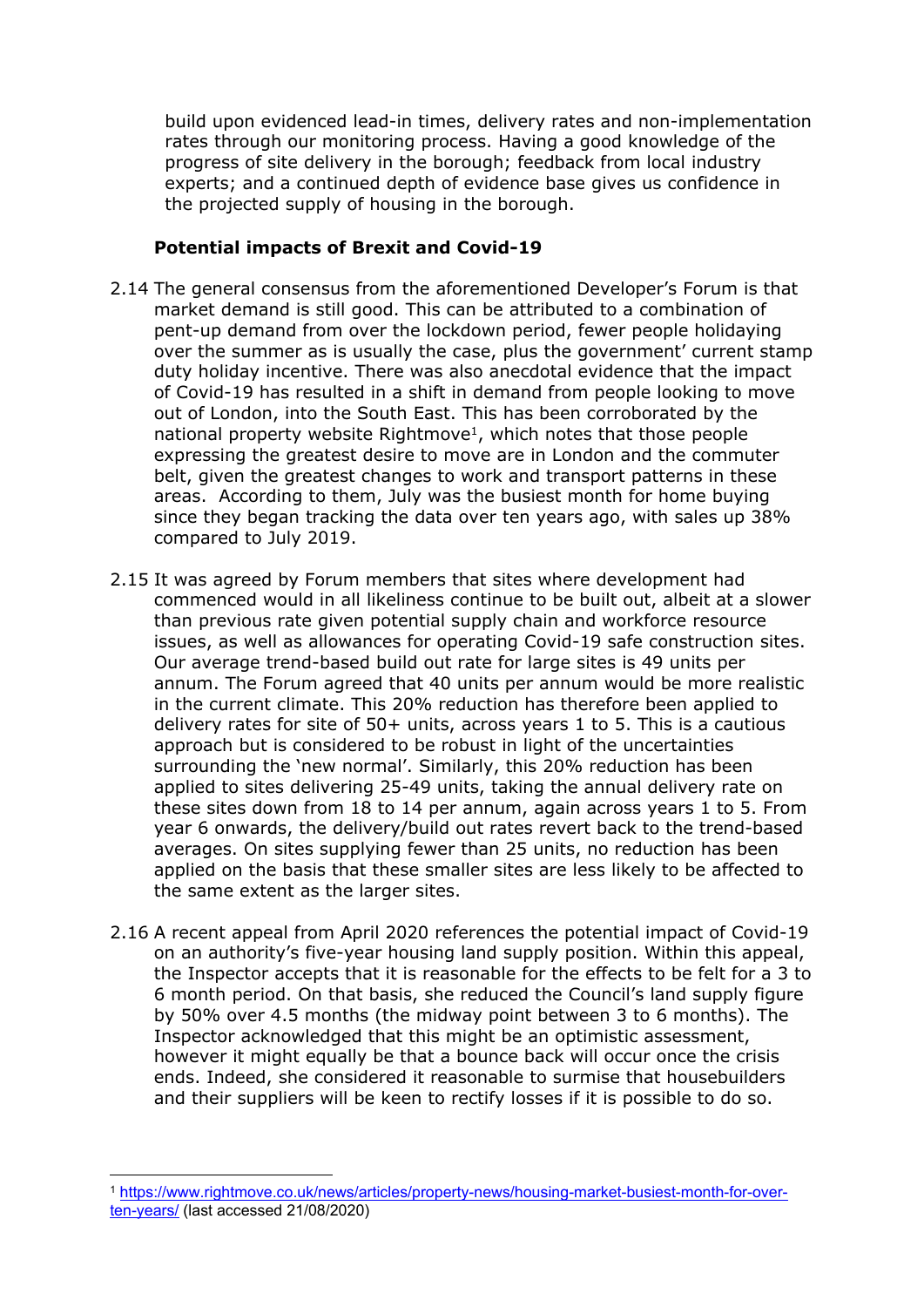build upon evidenced lead-in times, delivery rates and non-implementation rates through our monitoring process. Having a good knowledge of the progress of site delivery in the borough; feedback from local industry experts; and a continued depth of evidence base gives us confidence in the projected supply of housing in the borough.

**Potential impacts of Brexit and Covid-19**

2.14 The general consensus from the aforementioned Developer's Forum is that market demand is still good. This can be attributed to a combination of pent-up demand from over the lockdown period, fewer people holidaying over the summer as is usually the case, plus the government' current stamp duty holiday incentive. There was also anecdotal evidence that the impact of Covid-19 has resulted in a shift in demand from people looking to move out of London, into the South East. This has been corroborated by the national property website Rightmove[1], which notes that those people expressing the greatest desire to move are in London and the commuter belt, given the greatest changes to work and transport patterns in these areas. According to them, July was the busiest month for home buying since they began tracking the data over ten years ago, with sales up 38% compared to July 2019.

2.15 It was agreed by Forum members that sites where development had commenced would in all likeliness continue to be built out, albeit at a slower than previous rate given potential supply chain and workforce resource issues, as well as allowances for operating Covid-19 safe construction sites. Our average trend-based build out rate for large sites is 49 units per annum. The Forum agreed that 40 units per annum would be more realistic in the current climate. This 20% reduction has therefore been applied to delivery rates for site of 50+ units, across years 1 to 5. This is a cautious approach but is considered to be robust in light of the uncertainties surrounding the 'new normal'. Similarly, this 20% reduction has been applied to sites delivering 25-49 units, taking the annual delivery rate on these sites down from 18 to 14 per annum, again across years 1 to 5. From year 6 onwards, the delivery/build out rates revert back to the trend-based averages. On sites supplying fewer than 25 units, no reduction has been applied on the basis that these smaller sites are less likely to be affected to the same extent as the larger sites.

2.16 A recent appeal from April 2020 references the potential impact of Covid-19 on an authority's five-year housing land supply position. Within this appeal, the Inspector accepts that it is reasonable for the effects to be felt for a 3 to 6 month period. On that basis, she reduced the Council's land supply figure by 50% over 4.5 months (the midway point between 3 to 6 months). The Inspector acknowledged that this might be an optimistic assessment, however it might equally be that a bounce back will occur once the crisis ends. Indeed, she considered it reasonable to surmise that housebuilders and their suppliers will be keen to rectify losses if it is possible to do so.

---

[1] https://www.rightmove.co.uk/news/articles/property-news/housing-market-busiest-month-for-over-ten-years/ (last accessed 21/08/2020)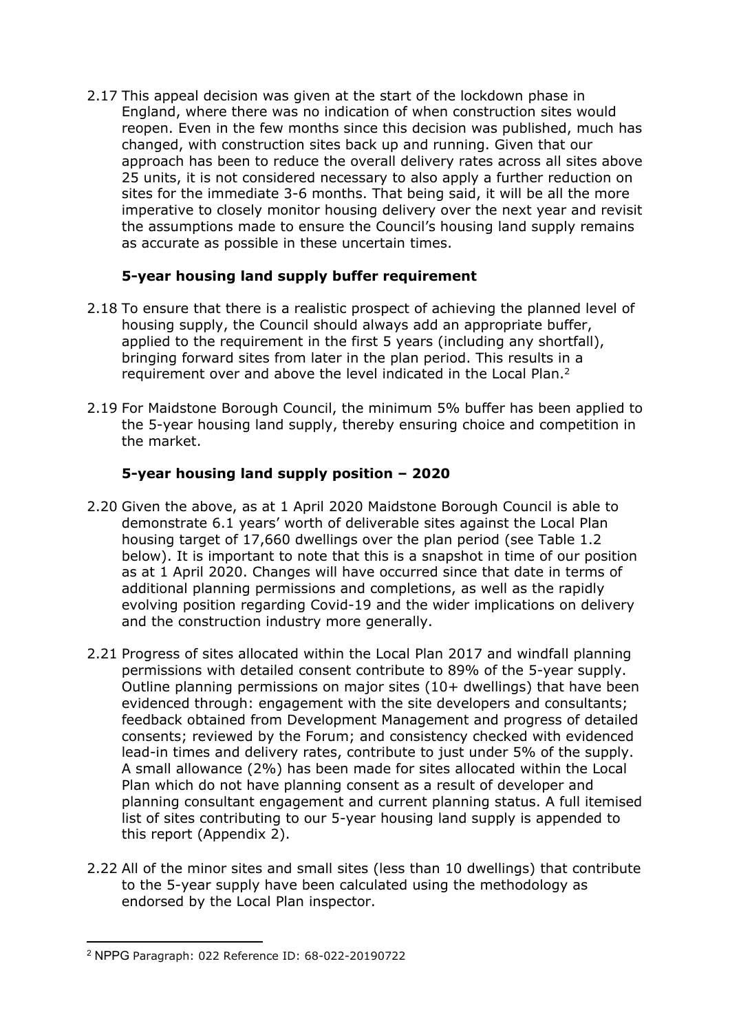2.17 This appeal decision was given at the start of the lockdown phase in England, where there was no indication of when construction sites would reopen. Even in the few months since this decision was published, much has changed, with construction sites back up and running. Given that our approach has been to reduce the overall delivery rates across all sites above 25 units, it is not considered necessary to also apply a further reduction on sites for the immediate 3-6 months. That being said, it will be all the more imperative to closely monitor housing delivery over the next year and revisit the assumptions made to ensure the Council's housing land supply remains as accurate as possible in these uncertain times.

### 5-year housing land supply buffer requirement

2.18 To ensure that there is a realistic prospect of achieving the planned level of housing supply, the Council should always add an appropriate buffer, applied to the requirement in the first 5 years (including any shortfall), bringing forward sites from later in the plan period. This results in a requirement over and above the level indicated in the Local Plan.[2]

2.19 For Maidstone Borough Council, the minimum 5% buffer has been applied to the 5-year housing land supply, thereby ensuring choice and competition in the market.

### 5-year housing land supply position – 2020

2.20 Given the above, as at 1 April 2020 Maidstone Borough Council is able to demonstrate 6.1 years' worth of deliverable sites against the Local Plan housing target of 17,660 dwellings over the plan period (see Table 1.2 below). It is important to note that this is a snapshot in time of our position as at 1 April 2020. Changes will have occurred since that date in terms of additional planning permissions and completions, as well as the rapidly evolving position regarding Covid-19 and the wider implications on delivery and the construction industry more generally.

2.21 Progress of sites allocated within the Local Plan 2017 and windfall planning permissions with detailed consent contribute to 89% of the 5-year supply. Outline planning permissions on major sites (10+ dwellings) that have been evidenced through: engagement with the site developers and consultants; feedback obtained from Development Management and progress of detailed consents; reviewed by the Forum; and consistency checked with evidenced lead-in times and delivery rates, contribute to just under 5% of the supply. A small allowance (2%) has been made for sites allocated within the Local Plan which do not have planning consent as a result of developer and planning consultant engagement and current planning status. A full itemised list of sites contributing to our 5-year housing land supply is appended to this report (Appendix 2).

2.22 All of the minor sites and small sites (less than 10 dwellings) that contribute to the 5-year supply have been calculated using the methodology as endorsed by the Local Plan inspector.

[2] NPPG Paragraph: 022 Reference ID: 68-022-20190722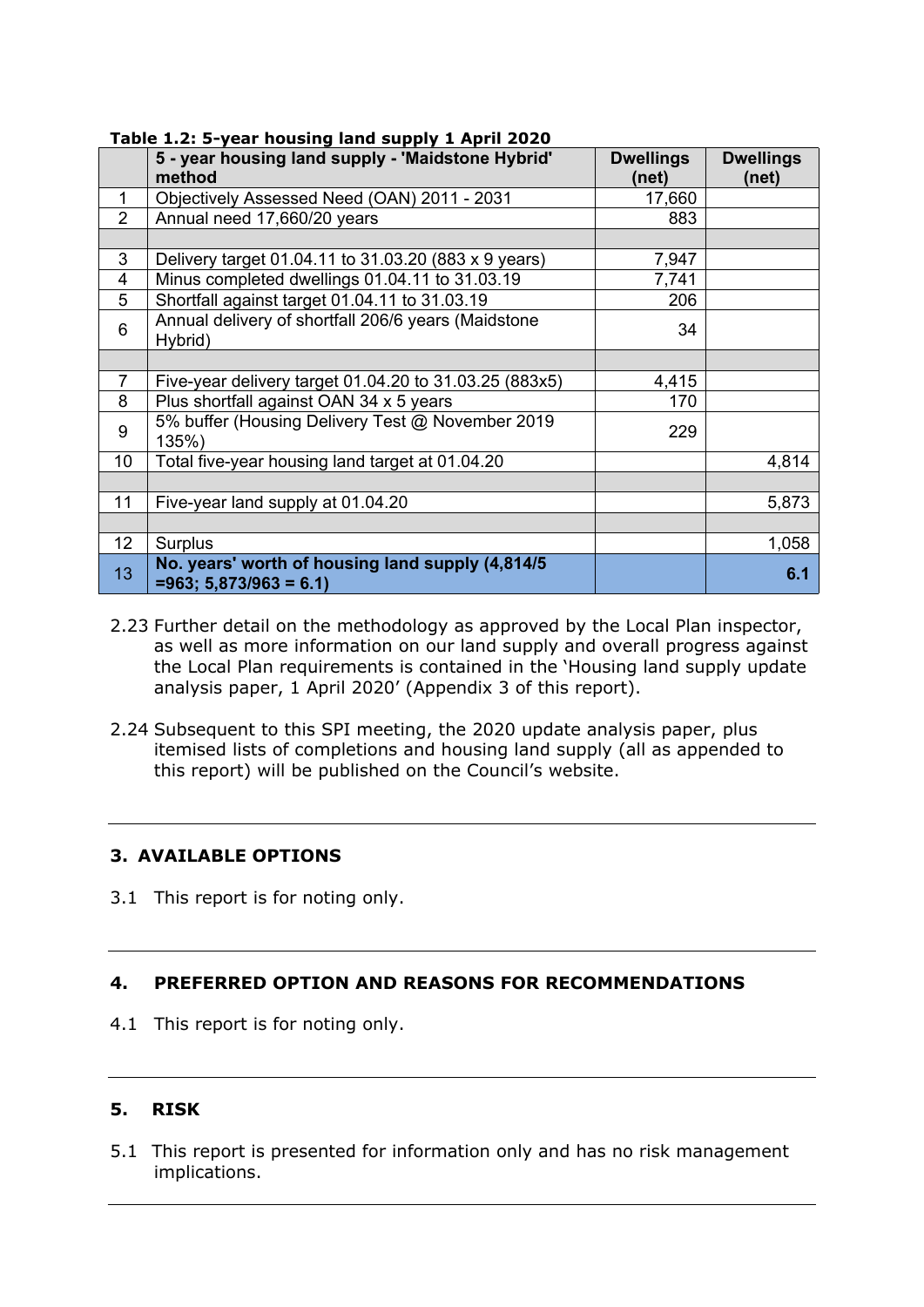**Table 1.2: 5-year housing land supply 1 April 2020**

| | 5 - year housing land supply - 'Maidstone Hybrid' method | Dwellings (net) | Dwellings (net) |
|---|---|---|---|
| 1 | Objectively Assessed Need (OAN) 2011 - 2031 | 17,660 | |
| 2 | Annual need 17,660/20 years | 883 | |
| | | | |
| 3 | Delivery target 01.04.11 to 31.03.20 (883 x 9 years) | 7,947 | |
| 4 | Minus completed dwellings 01.04.11 to 31.03.19 | 7,741 | |
| 5 | Shortfall against target 01.04.11 to 31.03.19 | 206 | |
| 6 | Annual delivery of shortfall 206/6 years (Maidstone Hybrid) | 34 | |
| | | | |
| 7 | Five-year delivery target 01.04.20 to 31.03.25 (883x5) | 4,415 | |
| 8 | Plus shortfall against OAN 34 x 5 years | 170 | |
| 9 | 5% buffer (Housing Delivery Test @ November 2019 135%) | 229 | |
| 10 | Total five-year housing land target at 01.04.20 | | 4,814 |
| | | | |
| 11 | Five-year land supply at 01.04.20 | | 5,873 |
| | | | |
| 12 | Surplus | | 1,058 |
| **13** | **No. years' worth of housing land supply (4,814/5 =963; 5,873/963 = 6.1)** | | **6.1** |

2.23 Further detail on the methodology as approved by the Local Plan inspector, as well as more information on our land supply and overall progress against the Local Plan requirements is contained in the 'Housing land supply update analysis paper, 1 April 2020' (Appendix 3 of this report).

2.24 Subsequent to this SPI meeting, the 2020 update analysis paper, plus itemised lists of completions and housing land supply (all as appended to this report) will be published on the Council's website.

## 3. AVAILABLE OPTIONS

3.1 This report is for noting only.

## 4. PREFERRED OPTION AND REASONS FOR RECOMMENDATIONS

4.1 This report is for noting only.

## 5. RISK

5.1 This report is presented for information only and has no risk management implications.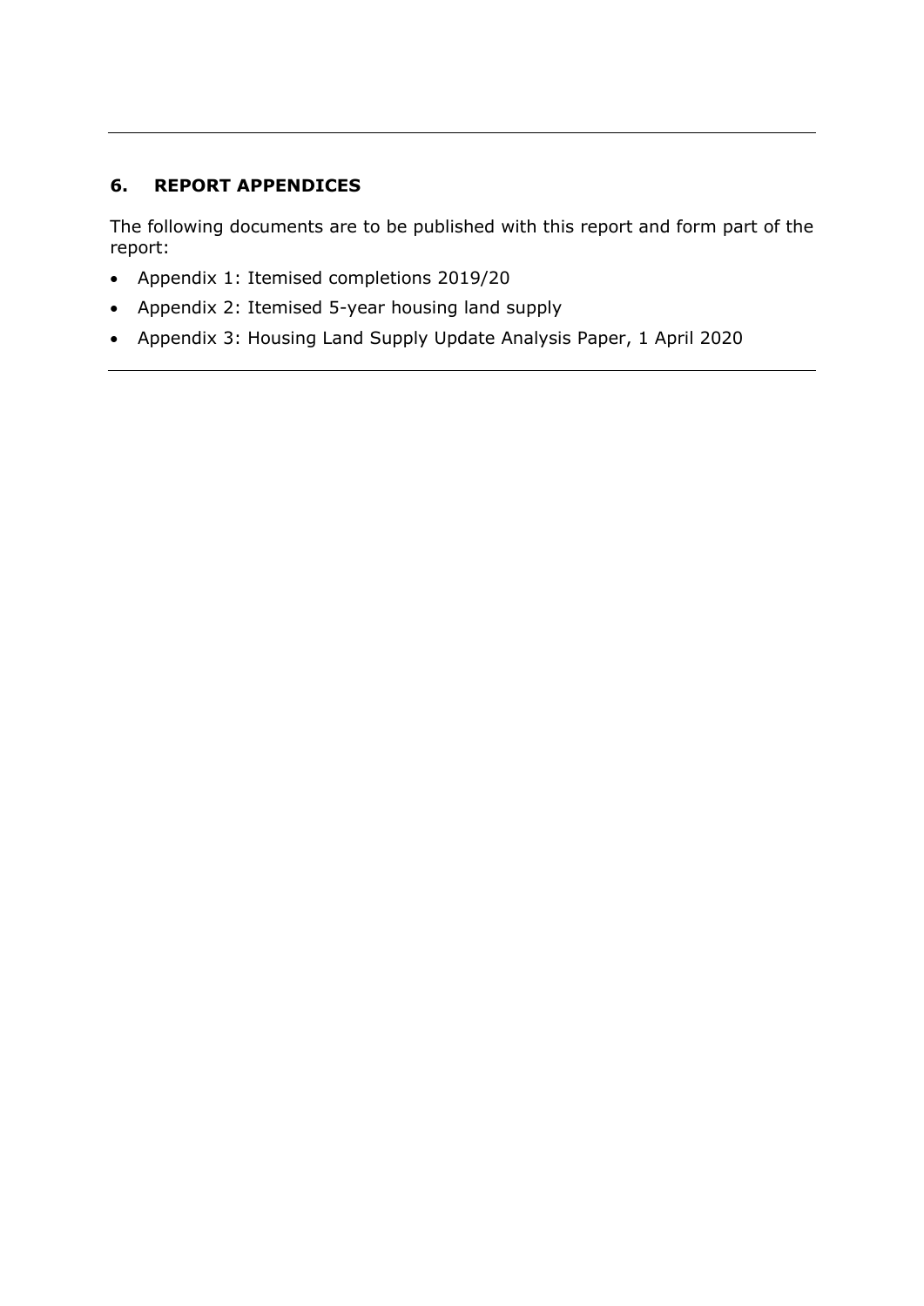## 6. REPORT APPENDICES

The following documents are to be published with this report and form part of the report:

- Appendix 1: Itemised completions 2019/20
- Appendix 2: Itemised 5-year housing land supply
- Appendix 3: Housing Land Supply Update Analysis Paper, 1 April 2020